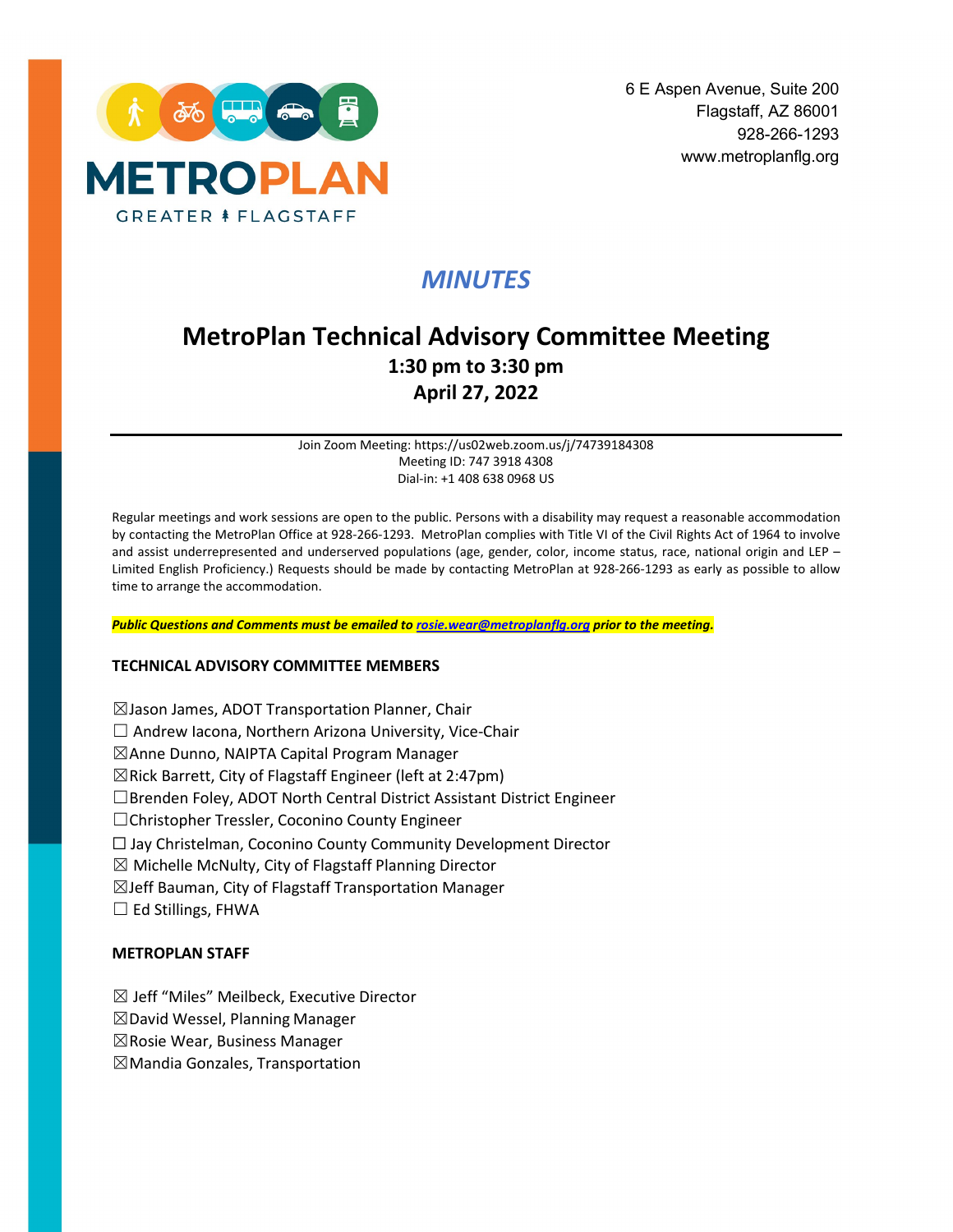METROPLAN

GREATER FLAGSTAFF

6 E Aspen Avenue, Suite 200
Flagstaff, AZ 86001
928-266-1293
www.metroplanflg.org

# *MINUTES*

## MetroPlan Technical Advisory Committee Meeting

**1:30 pm to 3:30 pm**
**April 27, 2022**

---

Join Zoom Meeting: https://us02web.zoom.us/j/74739184308
Meeting ID: 747 3918 4308
Dial-in: +1 408 638 0968 US

Regular meetings and work sessions are open to the public. Persons with a disability may request a reasonable accommodation by contacting the MetroPlan Office at 928-266-1293. MetroPlan complies with Title VI of the Civil Rights Act of 1964 to involve and assist underrepresented and underserved populations (age, gender, color, income status, race, national origin and LEP – Limited English Proficiency.) Requests should be made by contacting MetroPlan at 928-266-1293 as early as possible to allow time to arrange the accommodation.

***Public Questions and Comments must be emailed to [rosie.wear@metroplanflg.org](mailto:rosie.wear@metroplanflg.org) prior to the meeting.***

**TECHNICAL ADVISORY COMMITTEE MEMBERS**

☒Jason James, ADOT Transportation Planner, Chair
☐ Andrew Iacona, Northern Arizona University, Vice-Chair
☒Anne Dunno, NAIPTA Capital Program Manager
☒Rick Barrett, City of Flagstaff Engineer (left at 2:47pm)
☐Brenden Foley, ADOT North Central District Assistant District Engineer
☐Christopher Tressler, Coconino County Engineer
☐ Jay Christelman, Coconino County Community Development Director
☒ Michelle McNulty, City of Flagstaff Planning Director
☒Jeff Bauman, City of Flagstaff Transportation Manager
☐ Ed Stillings, FHWA

**METROPLAN STAFF**

☒ Jeff "Miles" Meilbeck, Executive Director
☒David Wessel, Planning Manager
☒Rosie Wear, Business Manager
☒Mandia Gonzales, Transportation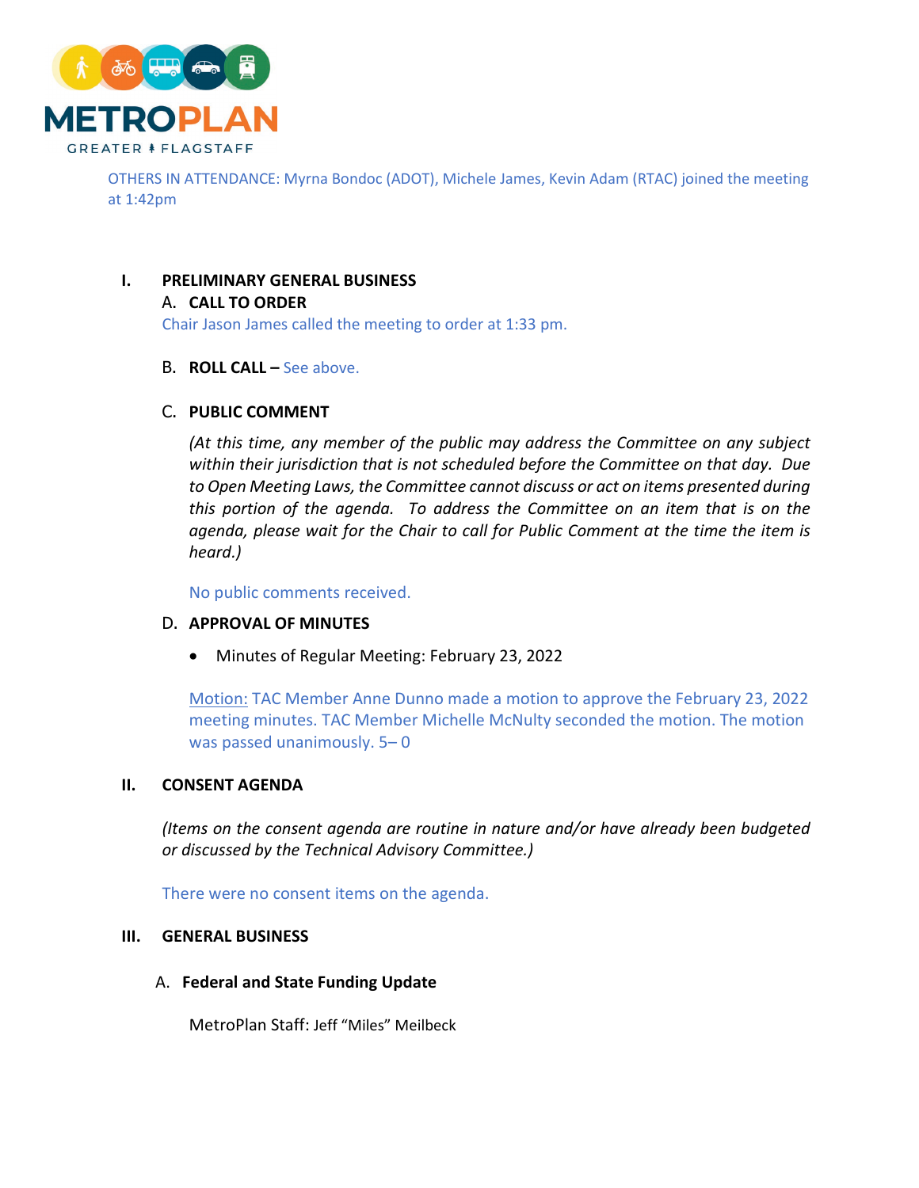OTHERS IN ATTENDANCE: Myrna Bondoc (ADOT), Michele James, Kevin Adam (RTAC) joined the meeting at 1:42pm

## I. PRELIMINARY GENERAL BUSINESS

### A. CALL TO ORDER

Chair Jason James called the meeting to order at 1:33 pm.

### B. ROLL CALL – See above.

### C. PUBLIC COMMENT

*(At this time, any member of the public may address the Committee on any subject within their jurisdiction that is not scheduled before the Committee on that day. Due to Open Meeting Laws, the Committee cannot discuss or act on items presented during this portion of the agenda. To address the Committee on an item that is on the agenda, please wait for the Chair to call for Public Comment at the time the item is heard.)*

No public comments received.

### D. APPROVAL OF MINUTES

- Minutes of Regular Meeting: February 23, 2022

Motion: TAC Member Anne Dunno made a motion to approve the February 23, 2022 meeting minutes. TAC Member Michelle McNulty seconded the motion. The motion was passed unanimously. 5– 0

## II. CONSENT AGENDA

*(Items on the consent agenda are routine in nature and/or have already been budgeted or discussed by the Technical Advisory Committee.)*

There were no consent items on the agenda.

## III. GENERAL BUSINESS

### A. Federal and State Funding Update

MetroPlan Staff: Jeff "Miles" Meilbeck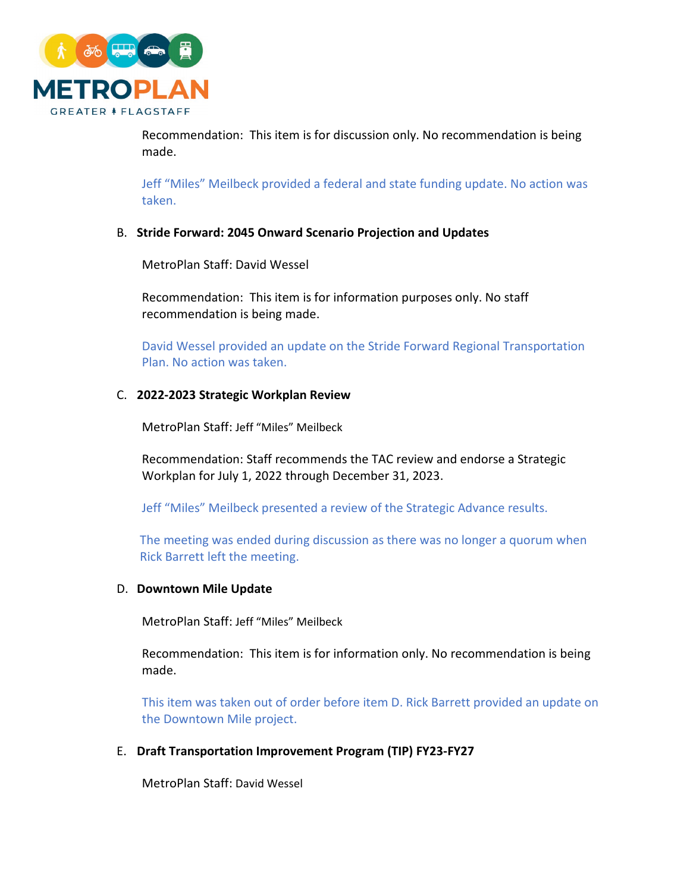Recommendation: This item is for discussion only. No recommendation is being made.

Jeff "Miles" Meilbeck provided a federal and state funding update. No action was taken.

B. **Stride Forward: 2045 Onward Scenario Projection and Updates**

MetroPlan Staff: David Wessel

Recommendation: This item is for information purposes only. No staff recommendation is being made.

David Wessel provided an update on the Stride Forward Regional Transportation Plan. No action was taken.

C. **2022-2023 Strategic Workplan Review**

MetroPlan Staff: Jeff "Miles" Meilbeck

Recommendation: Staff recommends the TAC review and endorse a Strategic Workplan for July 1, 2022 through December 31, 2023.

Jeff "Miles" Meilbeck presented a review of the Strategic Advance results.

The meeting was ended during discussion as there was no longer a quorum when Rick Barrett left the meeting.

D. **Downtown Mile Update**

MetroPlan Staff: Jeff "Miles" Meilbeck

Recommendation: This item is for information only. No recommendation is being made.

This item was taken out of order before item D. Rick Barrett provided an update on the Downtown Mile project.

E. **Draft Transportation Improvement Program (TIP) FY23-FY27**

MetroPlan Staff: David Wessel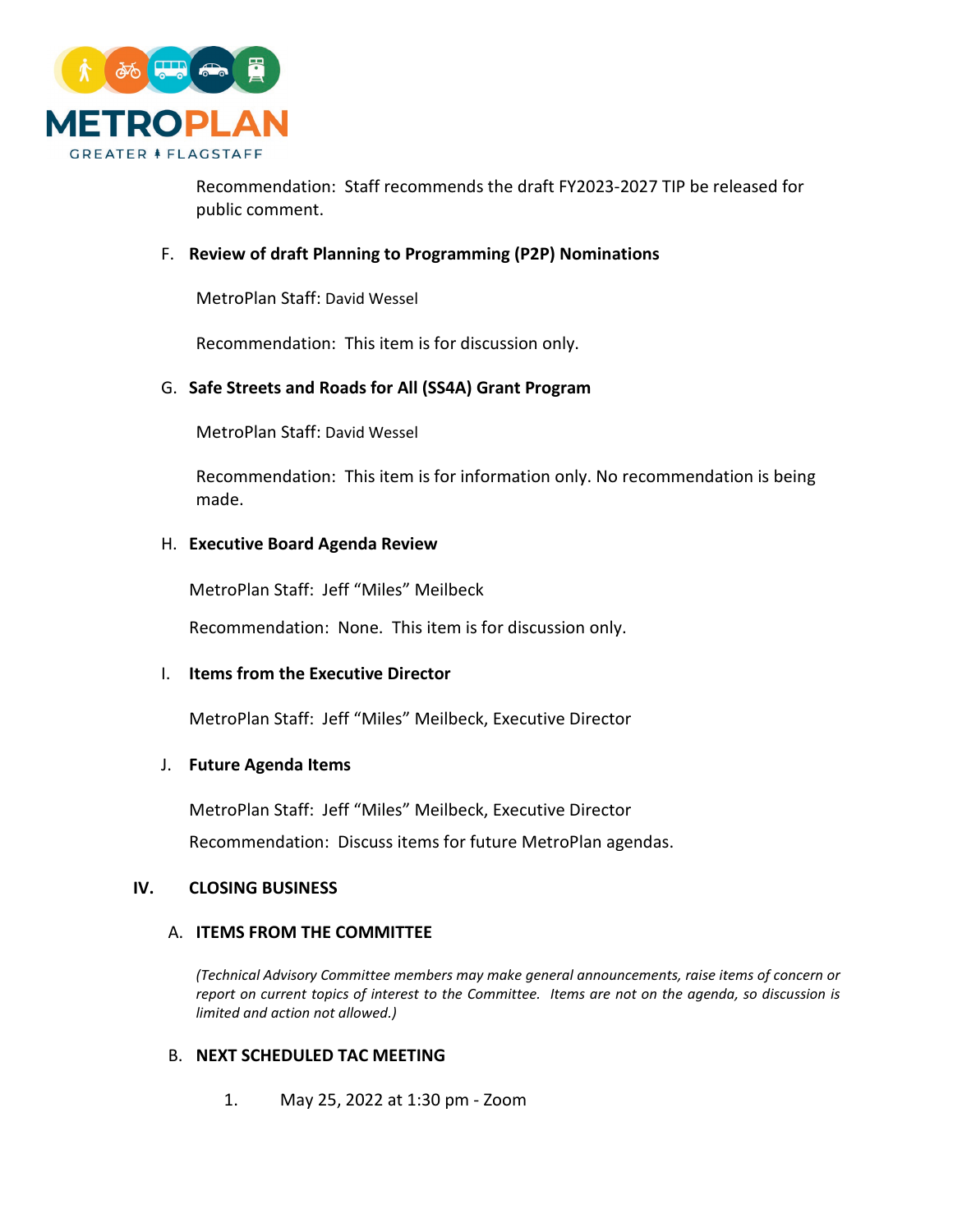Recommendation: Staff recommends the draft FY2023-2027 TIP be released for public comment.

F. **Review of draft Planning to Programming (P2P) Nominations**

MetroPlan Staff: David Wessel

Recommendation: This item is for discussion only.

G. **Safe Streets and Roads for All (SS4A) Grant Program**

MetroPlan Staff: David Wessel

Recommendation: This item is for information only. No recommendation is being made.

H. **Executive Board Agenda Review**

MetroPlan Staff: Jeff "Miles" Meilbeck

Recommendation: None. This item is for discussion only.

I. **Items from the Executive Director**

MetroPlan Staff: Jeff "Miles" Meilbeck, Executive Director

J. **Future Agenda Items**

MetroPlan Staff: Jeff "Miles" Meilbeck, Executive Director

Recommendation: Discuss items for future MetroPlan agendas.

## IV. CLOSING BUSINESS

### A. ITEMS FROM THE COMMITTEE

*(Technical Advisory Committee members may make general announcements, raise items of concern or report on current topics of interest to the Committee. Items are not on the agenda, so discussion is limited and action not allowed.)*

### B. NEXT SCHEDULED TAC MEETING

1. May 25, 2022 at 1:30 pm - Zoom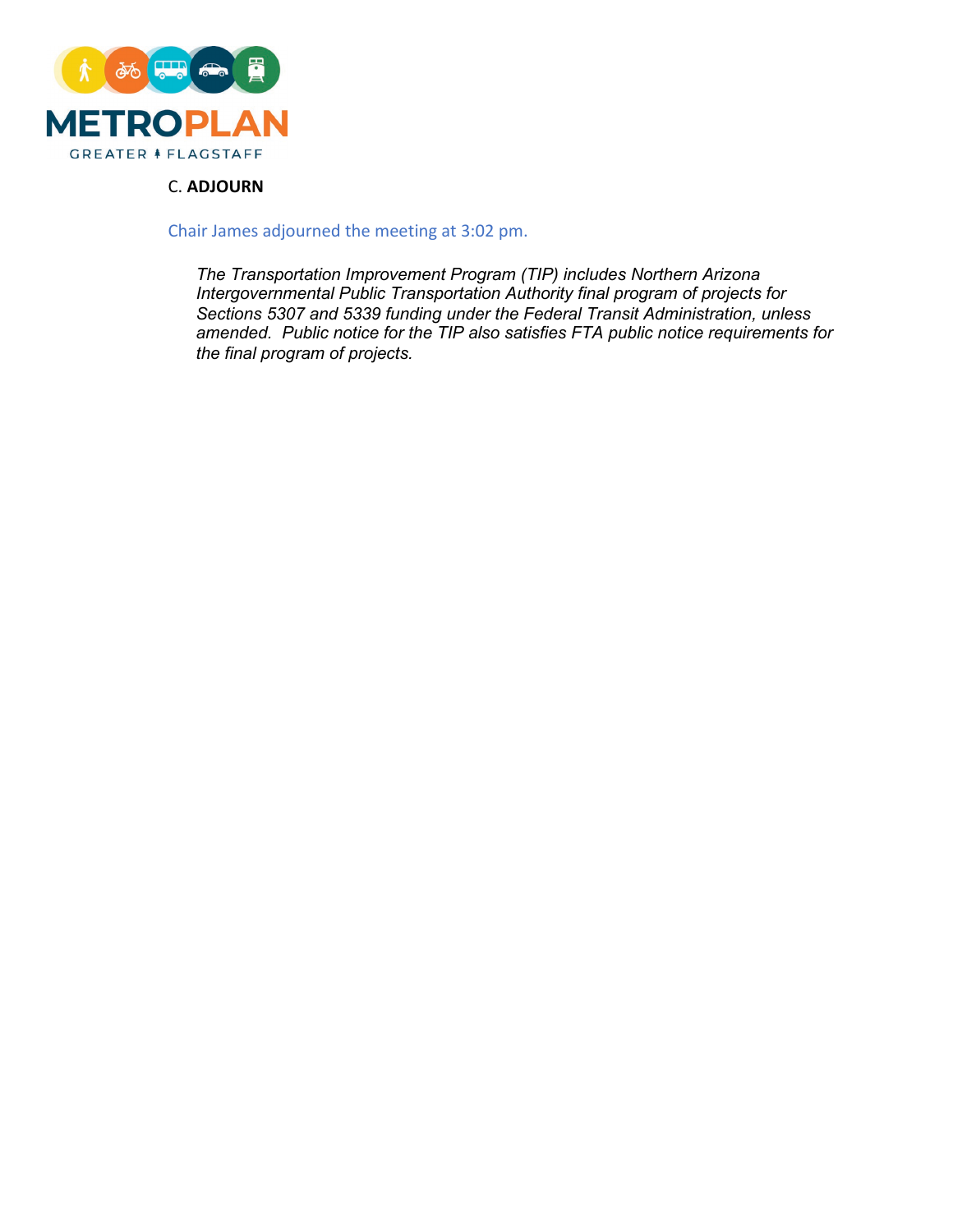C. **ADJOURN**

Chair James adjourned the meeting at 3:02 pm.

*The Transportation Improvement Program (TIP) includes Northern Arizona Intergovernmental Public Transportation Authority final program of projects for Sections 5307 and 5339 funding under the Federal Transit Administration, unless amended. Public notice for the TIP also satisfies FTA public notice requirements for the final program of projects.*